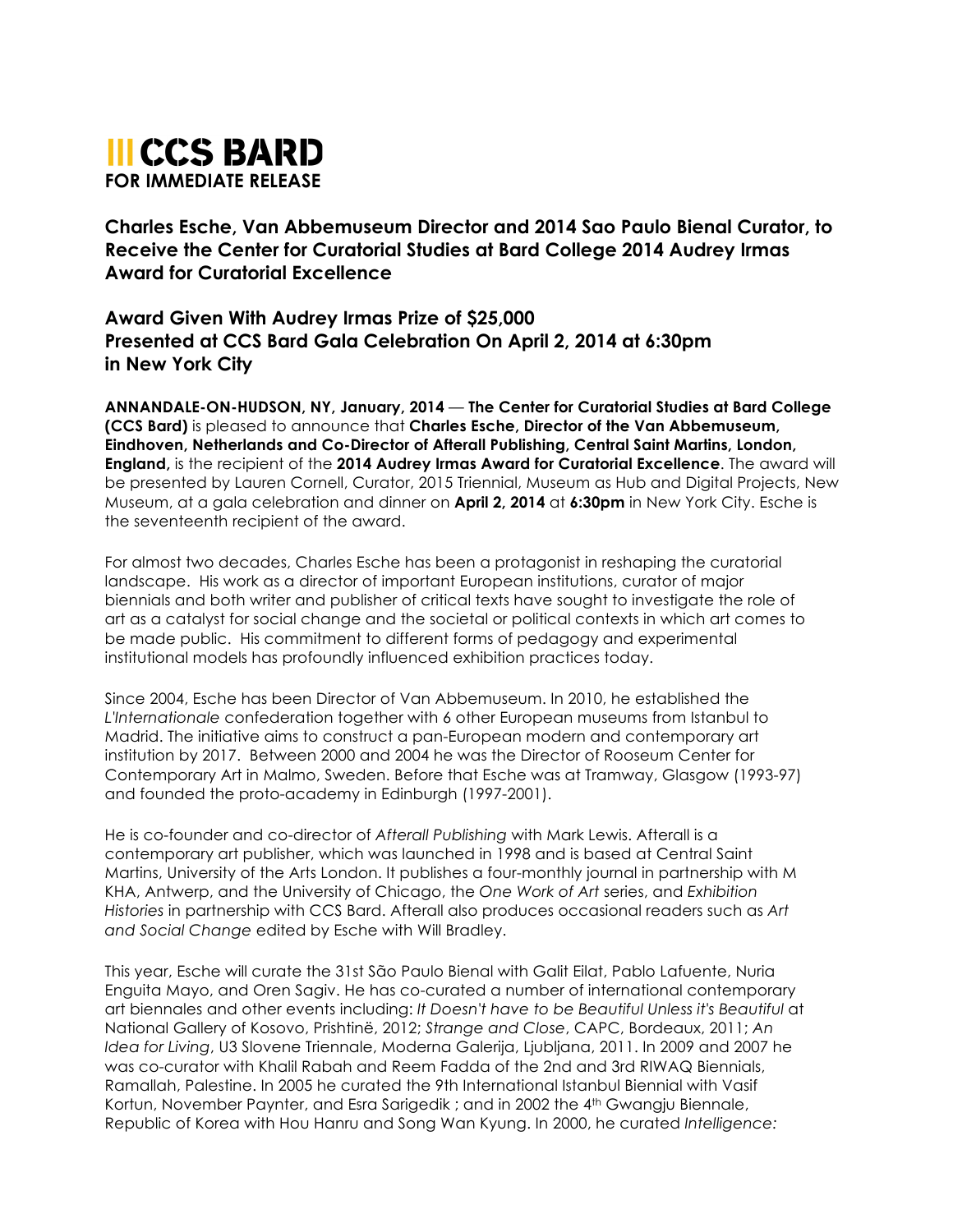# CCS BARD

**FOR IMMEDIATE RELEASE**

## Charles Esche, Van Abbemuseum Director and 2014 Sao Paulo Bienal Curator, to Receive the Center for Curatorial Studies at Bard College 2014 Audrey Irmas Award for Curatorial Excellence

### Award Given With Audrey Irmas Prize of $25,000
### Presented at CCS Bard Gala Celebration On April 2, 2014 at 6:30pm in New York City

**ANNANDALE-ON-HUDSON, NY, January, 2014** — **The Center for Curatorial Studies at Bard College (CCS Bard)** is pleased to announce that **Charles Esche, Director of the Van Abbemuseum, Eindhoven, Netherlands and Co-Director of Afterall Publishing, Central Saint Martins, London, England,** is the recipient of the **2014 Audrey Irmas Award for Curatorial Excellence**. The award will be presented by Lauren Cornell, Curator, 2015 Triennial, Museum as Hub and Digital Projects, New Museum, at a gala celebration and dinner on **April 2, 2014** at **6:30pm** in New York City. Esche is the seventeenth recipient of the award.

For almost two decades, Charles Esche has been a protagonist in reshaping the curatorial landscape. His work as a director of important European institutions, curator of major biennials and both writer and publisher of critical texts have sought to investigate the role of art as a catalyst for social change and the societal or political contexts in which art comes to be made public. His commitment to different forms of pedagogy and experimental institutional models has profoundly influenced exhibition practices today.

Since 2004, Esche has been Director of Van Abbemuseum. In 2010, he established the *L'Internationale* confederation together with 6 other European museums from Istanbul to Madrid. The initiative aims to construct a pan-European modern and contemporary art institution by 2017. Between 2000 and 2004 he was the Director of Rooseum Center for Contemporary Art in Malmo, Sweden. Before that Esche was at Tramway, Glasgow (1993-97) and founded the proto-academy in Edinburgh (1997-2001).

He is co-founder and co-director of *Afterall Publishing* with Mark Lewis. Afterall is a contemporary art publisher, which was launched in 1998 and is based at Central Saint Martins, University of the Arts London. It publishes a four-monthly journal in partnership with M KHA, Antwerp, and the University of Chicago, the *One Work of Art* series, and *Exhibition Histories* in partnership with CCS Bard. Afterall also produces occasional readers such as *Art and Social Change* edited by Esche with Will Bradley.

This year, Esche will curate the 31st São Paulo Bienal with Galit Eilat, Pablo Lafuente, Nuria Enguita Mayo, and Oren Sagiv. He has co-curated a number of international contemporary art biennales and other events including: *It Doesn't have to be Beautiful Unless it's Beautiful* at National Gallery of Kosovo, Prishtinë, 2012; *Strange and Close*, CAPC, Bordeaux, 2011; *An Idea for Living*, U3 Slovene Triennale, Moderna Galerija, Ljubljana, 2011. In 2009 and 2007 he was co-curator with Khalil Rabah and Reem Fadda of the 2nd and 3rd RIWAQ Biennials, Ramallah, Palestine. In 2005 he curated the 9th International Istanbul Biennial with Vasif Kortun, November Paynter, and Esra Sarigedik ; and in 2002 the 4th Gwangju Biennale, Republic of Korea with Hou Hanru and Song Wan Kyung. In 2000, he curated *Intelligence:*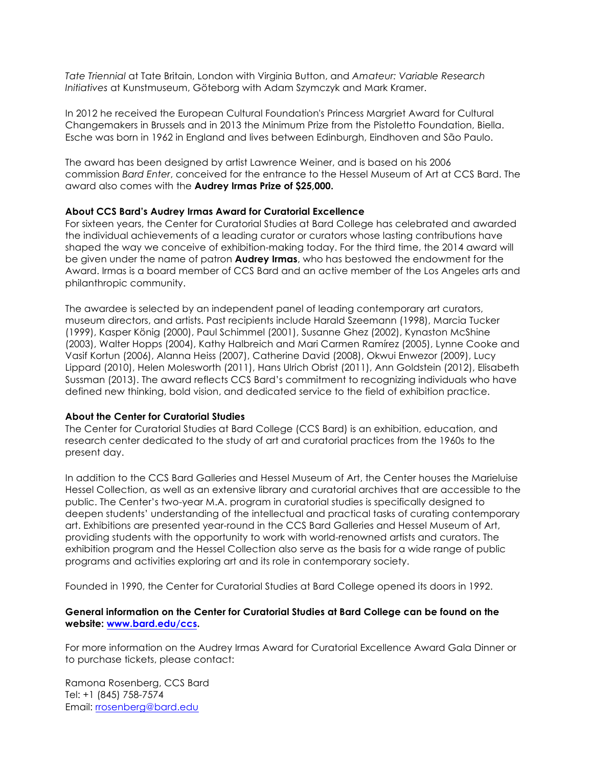*Tate Triennial* at Tate Britain, London with Virginia Button, and *Amateur: Variable Research Initiatives* at Kunstmuseum, Göteborg with Adam Szymczyk and Mark Kramer.

In 2012 he received the European Cultural Foundation's Princess Margriet Award for Cultural Changemakers in Brussels and in 2013 the Minimum Prize from the Pistoletto Foundation, Biella. Esche was born in 1962 in England and lives between Edinburgh, Eindhoven and São Paulo.

The award has been designed by artist Lawrence Weiner, and is based on his 2006 commission *Bard Enter*, conceived for the entrance to the Hessel Museum of Art at CCS Bard. The award also comes with the **Audrey Irmas Prize of $25,000.**

**About CCS Bard's Audrey Irmas Award for Curatorial Excellence**

For sixteen years, the Center for Curatorial Studies at Bard College has celebrated and awarded the individual achievements of a leading curator or curators whose lasting contributions have shaped the way we conceive of exhibition-making today. For the third time, the 2014 award will be given under the name of patron **Audrey Irmas**, who has bestowed the endowment for the Award. Irmas is a board member of CCS Bard and an active member of the Los Angeles arts and philanthropic community.

The awardee is selected by an independent panel of leading contemporary art curators, museum directors, and artists. Past recipients include Harald Szeemann (1998), Marcia Tucker (1999), Kasper König (2000), Paul Schimmel (2001), Susanne Ghez (2002), Kynaston McShine (2003), Walter Hopps (2004), Kathy Halbreich and Mari Carmen Ramírez (2005), Lynne Cooke and Vasif Kortun (2006), Alanna Heiss (2007), Catherine David (2008), Okwui Enwezor (2009), Lucy Lippard (2010), Helen Molesworth (2011), Hans Ulrich Obrist (2011), Ann Goldstein (2012), Elisabeth Sussman (2013). The award reflects CCS Bard's commitment to recognizing individuals who have defined new thinking, bold vision, and dedicated service to the field of exhibition practice.

**About the Center for Curatorial Studies**

The Center for Curatorial Studies at Bard College (CCS Bard) is an exhibition, education, and research center dedicated to the study of art and curatorial practices from the 1960s to the present day.

In addition to the CCS Bard Galleries and Hessel Museum of Art, the Center houses the Marieluise Hessel Collection, as well as an extensive library and curatorial archives that are accessible to the public. The Center's two-year M.A. program in curatorial studies is specifically designed to deepen students' understanding of the intellectual and practical tasks of curating contemporary art. Exhibitions are presented year-round in the CCS Bard Galleries and Hessel Museum of Art, providing students with the opportunity to work with world-renowned artists and curators. The exhibition program and the Hessel Collection also serve as the basis for a wide range of public programs and activities exploring art and its role in contemporary society.

Founded in 1990, the Center for Curatorial Studies at Bard College opened its doors in 1992.

**General information on the Center for Curatorial Studies at Bard College can be found on the website: [www.bard.edu/ccs](www.bard.edu/ccs).**

For more information on the Audrey Irmas Award for Curatorial Excellence Award Gala Dinner or to purchase tickets, please contact:

Ramona Rosenberg, CCS Bard
Tel: +1 (845) 758-7574
Email: rrosenberg@bard.edu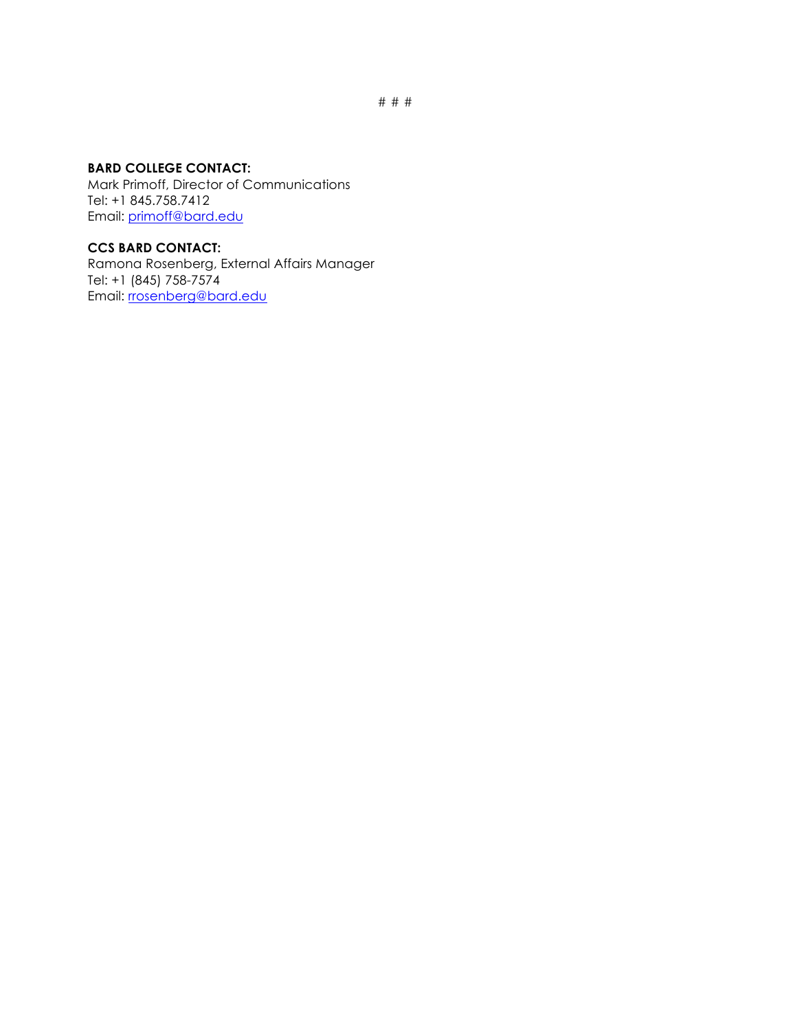# # #

**BARD COLLEGE CONTACT:**
Mark Primoff, Director of Communications
Tel: +1 845.758.7412
Email: primoff@bard.edu

**CCS BARD CONTACT:**
Ramona Rosenberg, External Affairs Manager
Tel: +1 (845) 758-7574
Email: rrosenberg@bard.edu